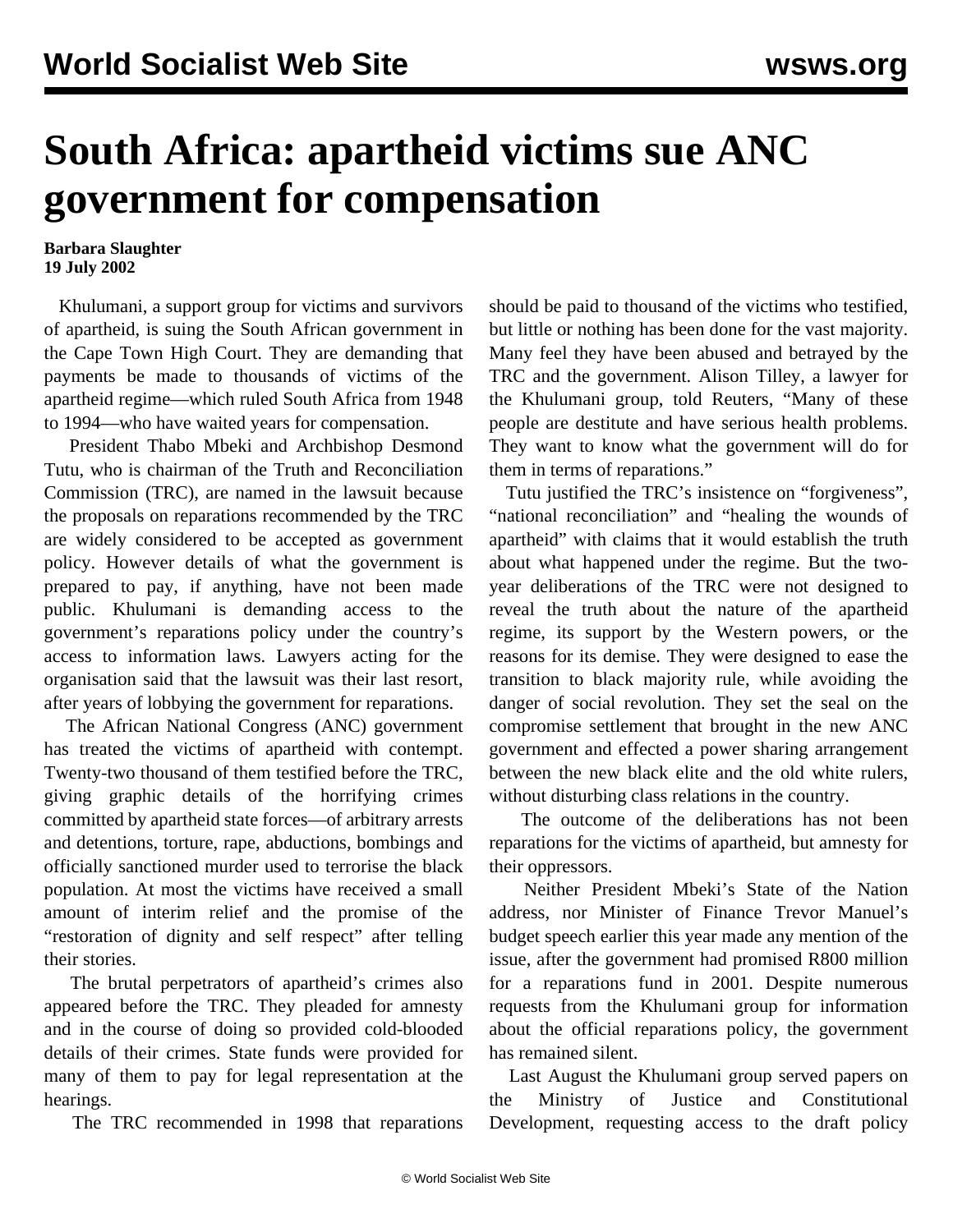# South Africa: apartheid victims sue ANC government for compensation

**Barbara Slaughter**
**19 July 2002**

Khulumani, a support group for victims and survivors of apartheid, is suing the South African government in the Cape Town High Court. They are demanding that payments be made to thousands of victims of the apartheid regime—which ruled South Africa from 1948 to 1994—who have waited years for compensation.

President Thabo Mbeki and Archbishop Desmond Tutu, who is chairman of the Truth and Reconciliation Commission (TRC), are named in the lawsuit because the proposals on reparations recommended by the TRC are widely considered to be accepted as government policy. However details of what the government is prepared to pay, if anything, have not been made public. Khulumani is demanding access to the government's reparations policy under the country's access to information laws. Lawyers acting for the organisation said that the lawsuit was their last resort, after years of lobbying the government for reparations.

The African National Congress (ANC) government has treated the victims of apartheid with contempt. Twenty-two thousand of them testified before the TRC, giving graphic details of the horrifying crimes committed by apartheid state forces—of arbitrary arrests and detentions, torture, rape, abductions, bombings and officially sanctioned murder used to terrorise the black population. At most the victims have received a small amount of interim relief and the promise of the "restoration of dignity and self respect" after telling their stories.

The brutal perpetrators of apartheid's crimes also appeared before the TRC. They pleaded for amnesty and in the course of doing so provided cold-blooded details of their crimes. State funds were provided for many of them to pay for legal representation at the hearings.

The TRC recommended in 1998 that reparations should be paid to thousand of the victims who testified, but little or nothing has been done for the vast majority. Many feel they have been abused and betrayed by the TRC and the government. Alison Tilley, a lawyer for the Khulumani group, told Reuters, "Many of these people are destitute and have serious health problems. They want to know what the government will do for them in terms of reparations."

Tutu justified the TRC's insistence on "forgiveness", "national reconciliation" and "healing the wounds of apartheid" with claims that it would establish the truth about what happened under the regime. But the two-year deliberations of the TRC were not designed to reveal the truth about the nature of the apartheid regime, its support by the Western powers, or the reasons for its demise. They were designed to ease the transition to black majority rule, while avoiding the danger of social revolution. They set the seal on the compromise settlement that brought in the new ANC government and effected a power sharing arrangement between the new black elite and the old white rulers, without disturbing class relations in the country.

The outcome of the deliberations has not been reparations for the victims of apartheid, but amnesty for their oppressors.

Neither President Mbeki's State of the Nation address, nor Minister of Finance Trevor Manuel's budget speech earlier this year made any mention of the issue, after the government had promised R800 million for a reparations fund in 2001. Despite numerous requests from the Khulumani group for information about the official reparations policy, the government has remained silent.

Last August the Khulumani group served papers on the Ministry of Justice and Constitutional Development, requesting access to the draft policy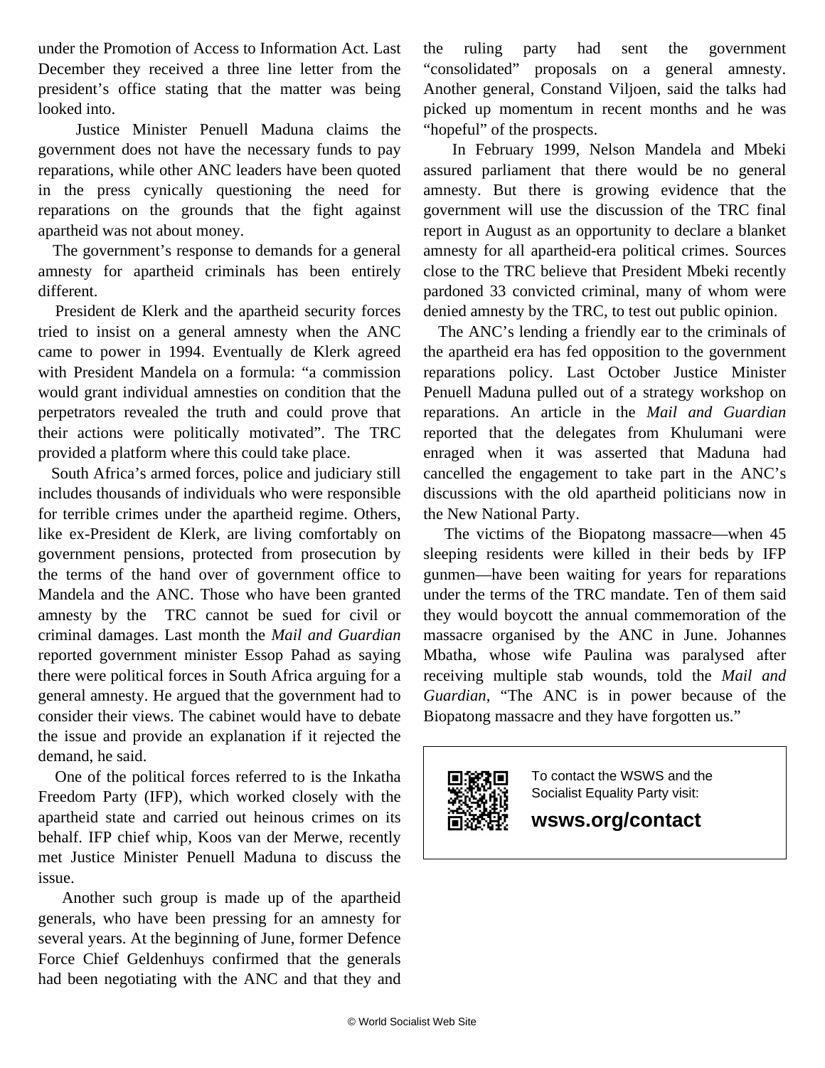under the Promotion of Access to Information Act. Last December they received a three line letter from the president's office stating that the matter was being looked into.

Justice Minister Penuell Maduna claims the government does not have the necessary funds to pay reparations, while other ANC leaders have been quoted in the press cynically questioning the need for reparations on the grounds that the fight against apartheid was not about money.

The government's response to demands for a general amnesty for apartheid criminals has been entirely different.

President de Klerk and the apartheid security forces tried to insist on a general amnesty when the ANC came to power in 1994. Eventually de Klerk agreed with President Mandela on a formula: "a commission would grant individual amnesties on condition that the perpetrators revealed the truth and could prove that their actions were politically motivated". The TRC provided a platform where this could take place.

South Africa's armed forces, police and judiciary still includes thousands of individuals who were responsible for terrible crimes under the apartheid regime. Others, like ex-President de Klerk, are living comfortably on government pensions, protected from prosecution by the terms of the hand over of government office to Mandela and the ANC. Those who have been granted amnesty by the TRC cannot be sued for civil or criminal damages. Last month the *Mail and Guardian* reported government minister Essop Pahad as saying there were political forces in South Africa arguing for a general amnesty. He argued that the government had to consider their views. The cabinet would have to debate the issue and provide an explanation if it rejected the demand, he said.

One of the political forces referred to is the Inkatha Freedom Party (IFP), which worked closely with the apartheid state and carried out heinous crimes on its behalf. IFP chief whip, Koos van der Merwe, recently met Justice Minister Penuell Maduna to discuss the issue.

Another such group is made up of the apartheid generals, who have been pressing for an amnesty for several years. At the beginning of June, former Defence Force Chief Geldenhuys confirmed that the generals had been negotiating with the ANC and that they and the ruling party had sent the government "consolidated" proposals on a general amnesty. Another general, Constand Viljoen, said the talks had picked up momentum in recent months and he was "hopeful" of the prospects.

In February 1999, Nelson Mandela and Mbeki assured parliament that there would be no general amnesty. But there is growing evidence that the government will use the discussion of the TRC final report in August as an opportunity to declare a blanket amnesty for all apartheid-era political crimes. Sources close to the TRC believe that President Mbeki recently pardoned 33 convicted criminal, many of whom were denied amnesty by the TRC, to test out public opinion.

The ANC's lending a friendly ear to the criminals of the apartheid era has fed opposition to the government reparations policy. Last October Justice Minister Penuell Maduna pulled out of a strategy workshop on reparations. An article in the *Mail and Guardian* reported that the delegates from Khulumani were enraged when it was asserted that Maduna had cancelled the engagement to take part in the ANC's discussions with the old apartheid politicians now in the New National Party.

The victims of the Biopatong massacre—when 45 sleeping residents were killed in their beds by IFP gunmen—have been waiting for years for reparations under the terms of the TRC mandate. Ten of them said they would boycott the annual commemoration of the massacre organised by the ANC in June. Johannes Mbatha, whose wife Paulina was paralysed after receiving multiple stab wounds, told the *Mail and Guardian*, "The ANC is in power because of the Biopatong massacre and they have forgotten us."

To contact the WSWS and the Socialist Equality Party visit:

**wsws.org/contact**